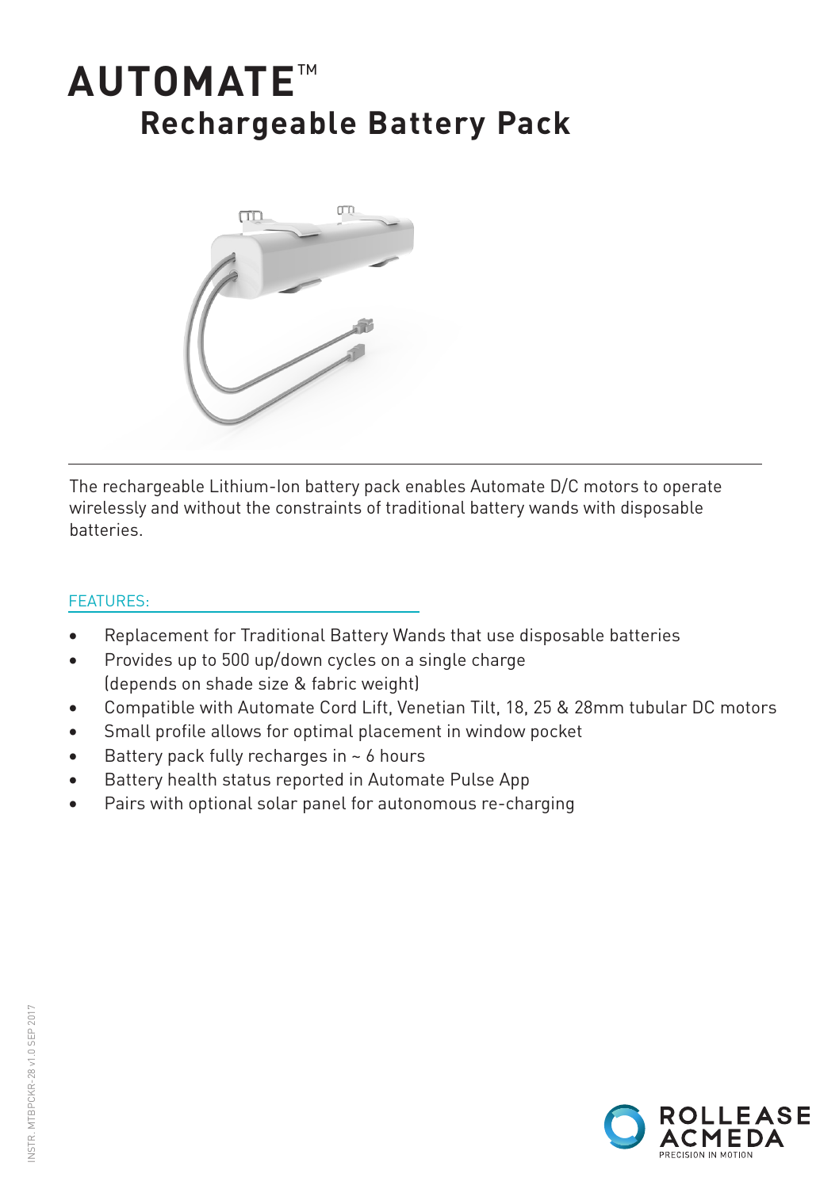# AUTOMATE™

## Rechargeable Battery Pack

The rechargeable Lithium-Ion battery pack enables Automate D/C motors to operate wirelessly and without the constraints of traditional battery wands with disposable batteries.

### FEATURES:

- Replacement for Traditional Battery Wands that use disposable batteries
- Provides up to 500 up/down cycles on a single charge (depends on shade size & fabric weight)
- Compatible with Automate Cord Lift, Venetian Tilt, 18, 25 & 28mm tubular DC motors
- Small profile allows for optimal placement in window pocket
- Battery pack fully recharges in ~ 6 hours
- Battery health status reported in Automate Pulse App
- Pairs with optional solar panel for autonomous re-charging

INSTR. MTBPCKR-28 v1.0 SEP 2017

ROLLEASE ACMEDA
PRECISION IN MOTION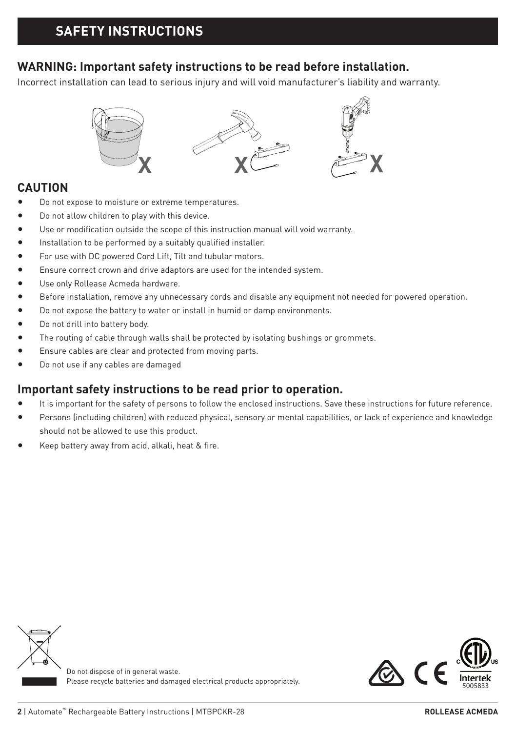# SAFETY INSTRUCTIONS

## WARNING: Important safety instructions to be read before installation.

Incorrect installation can lead to serious injury and will void manufacturer's liability and warranty.

## CAUTION

- Do not expose to moisture or extreme temperatures.
- Do not allow children to play with this device.
- Use or modification outside the scope of this instruction manual will void warranty.
- Installation to be performed by a suitably qualified installer.
- For use with DC powered Cord Lift, Tilt and tubular motors.
- Ensure correct crown and drive adaptors are used for the intended system.
- Use only Rollease Acmeda hardware.
- Before installation, remove any unnecessary cords and disable any equipment not needed for powered operation.
- Do not expose the battery to water or install in humid or damp environments.
- Do not drill into battery body.
- The routing of cable through walls shall be protected by isolating bushings or grommets.
- Ensure cables are clear and protected from moving parts.
- Do not use if any cables are damaged

## Important safety instructions to be read prior to operation.

- It is important for the safety of persons to follow the enclosed instructions. Save these instructions for future reference.
- Persons (including children) with reduced physical, sensory or mental capabilities, or lack of experience and knowledge should not be allowed to use this product.
- Keep battery away from acid, alkali, heat & fire.

Do not dispose of in general waste.
Please recycle batteries and damaged electrical products appropriately.

Intertek 5005833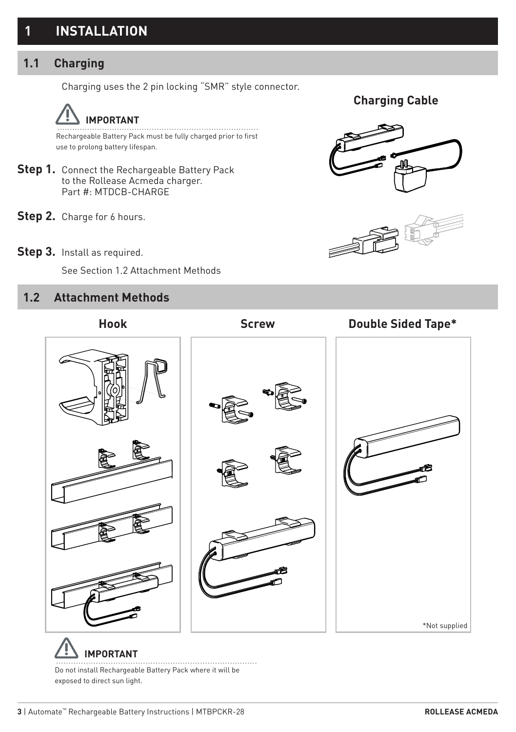# 1 INSTALLATION

## 1.1 Charging

Charging uses the 2 pin locking "SMR" style connector.

**IMPORTANT**

Rechargeable Battery Pack must be fully charged prior to first use to prolong battery lifespan.

**Step 1.** Connect the Rechargeable Battery Pack to the Rollease Acmeda charger. Part #: MTDCB-CHARGE

**Step 2.** Charge for 6 hours.

**Step 3.** Install as required.

See Section 1.2 Attachment Methods

**Charging Cable**

## 1.2 Attachment Methods

**Hook**

**Screw**

**Double Sided Tape***

*Not supplied

**IMPORTANT**

Do not install Rechargeable Battery Pack where it will be exposed to direct sun light.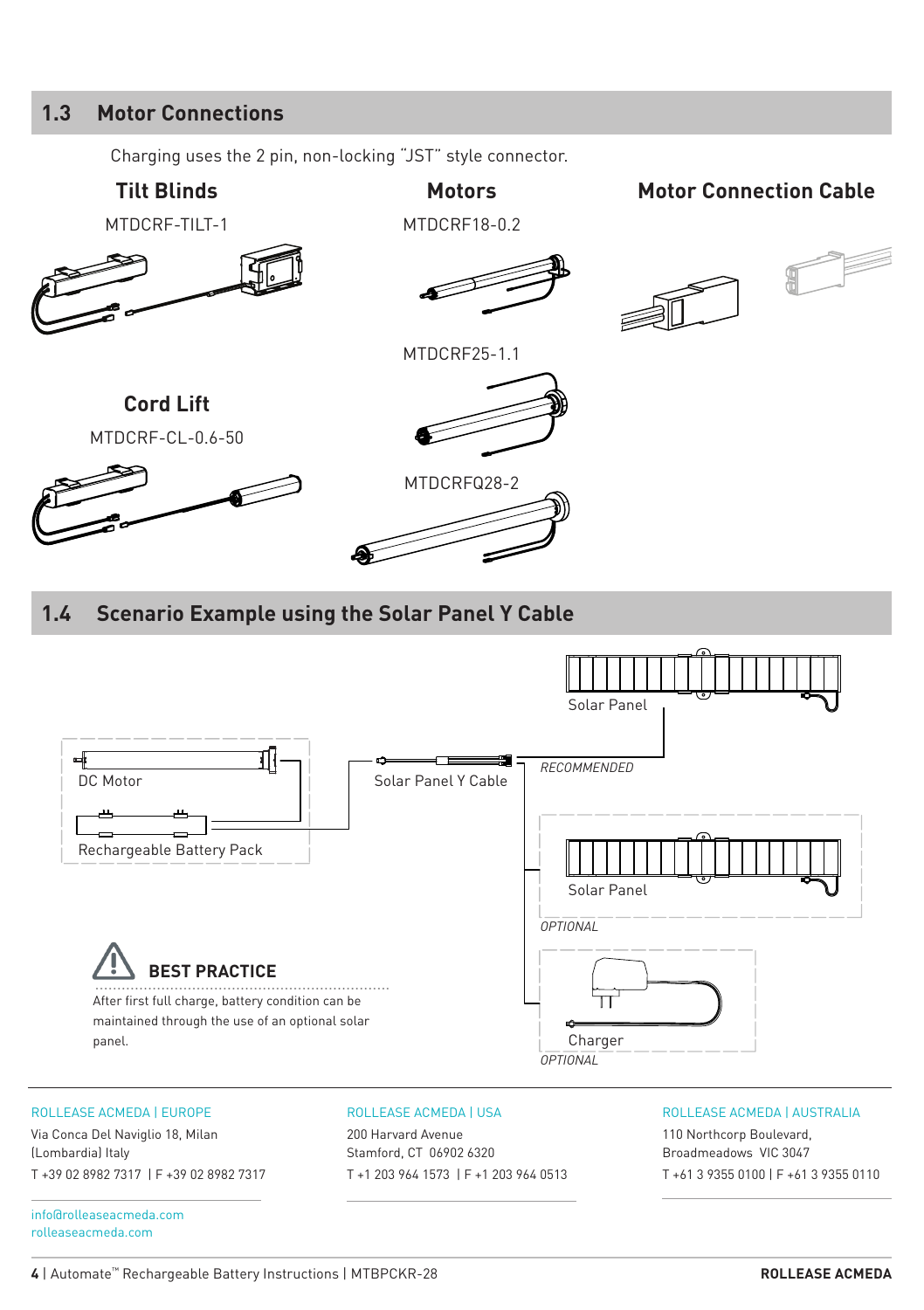## 1.3 Motor Connections

Charging uses the 2 pin, non-locking "JST" style connector.

### Tilt Blinds

MTDCRF-TILT-1

### Cord Lift

MTDCRF-CL-0.6-50

### Motors

MTDCRF18-0.2

MTDCRF25-1.1

MTDCRFQ28-2

### Motor Connection Cable

## 1.4 Scenario Example using the Solar Panel Y Cable

Solar Panel

DC Motor

Solar Panel Y Cable

*RECOMMENDED*

Rechargeable Battery Pack

Solar Panel

*OPTIONAL*

Charger

*OPTIONAL*

**BEST PRACTICE**

After first full charge, battery condition can be maintained through the use of an optional solar panel.

ROLLEASE ACMEDA | EUROPE
Via Conca Del Naviglio 18, Milan
(Lombardia) Italy
T +39 02 8982 7317 | F +39 02 8982 7317

ROLLEASE ACMEDA | USA
200 Harvard Avenue
Stamford, CT 06902 6320
T +1 203 964 1573 | F +1 203 964 0513

ROLLEASE ACMEDA | AUSTRALIA
110 Northcorp Boulevard,
Broadmeadows VIC 3047
T +61 3 9355 0100 | F +61 3 9355 0110

info@rolleaseacmeda.com
rolleaseacmeda.com